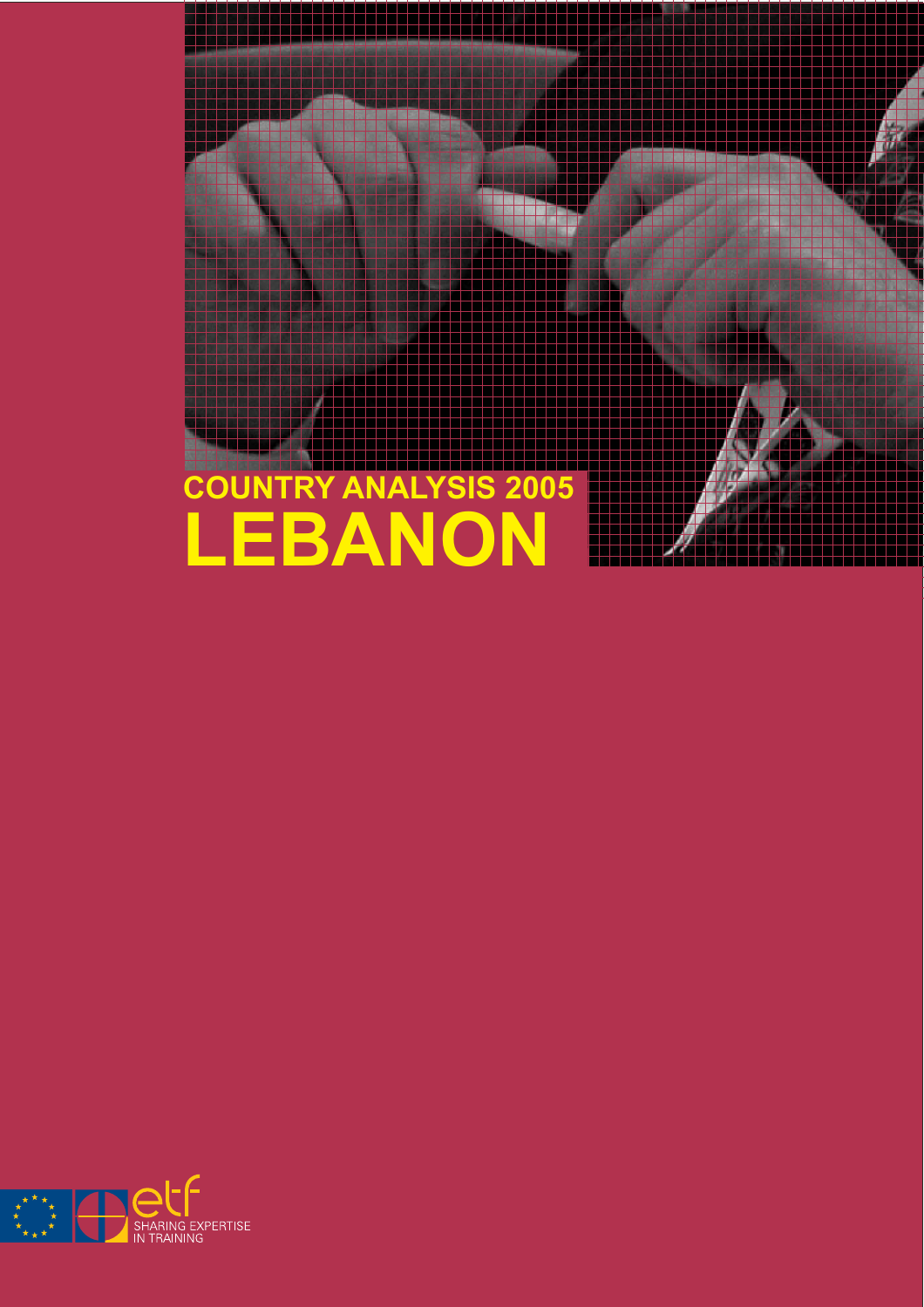# COUNTRY ANALYSIS 2005
# LEBANON

etf
SHARING EXPERTISE IN TRAINING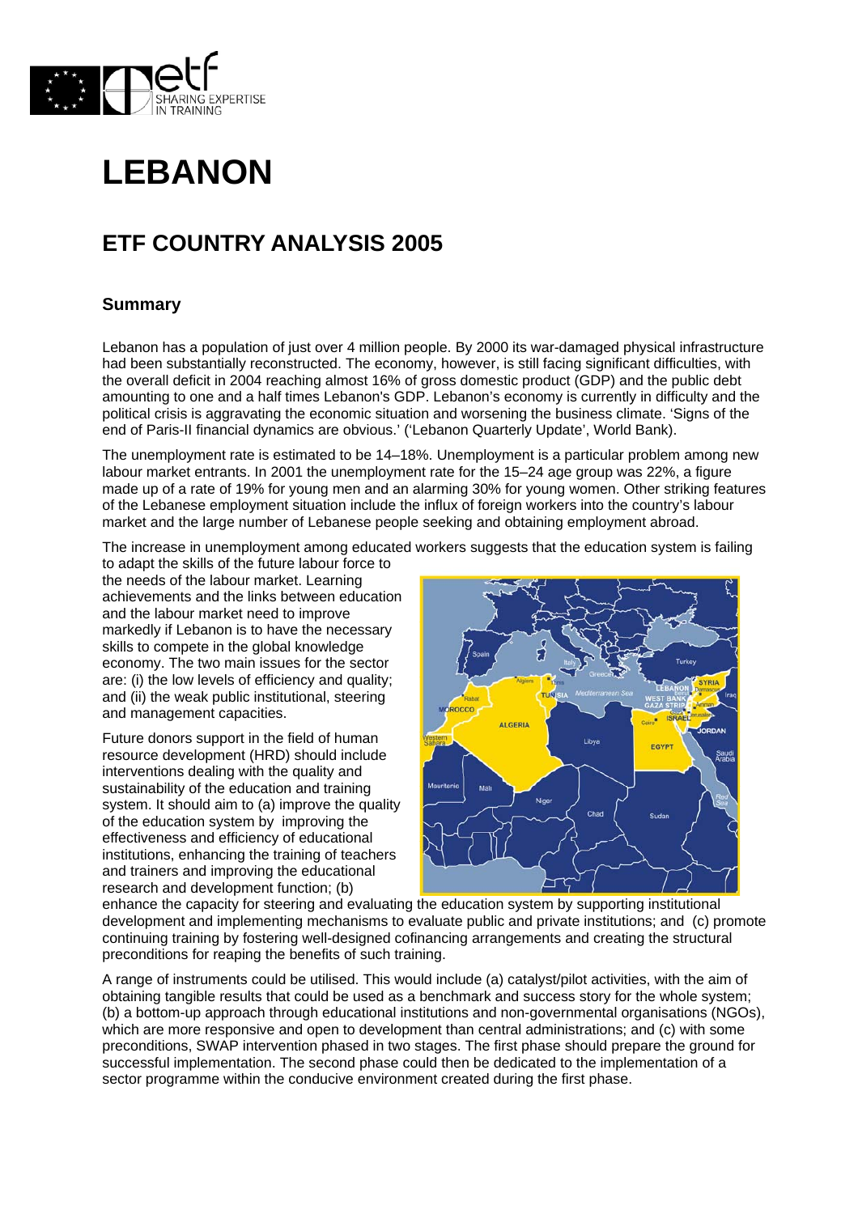# LEBANON

## ETF COUNTRY ANALYSIS 2005

### Summary

Lebanon has a population of just over 4 million people. By 2000 its war-damaged physical infrastructure had been substantially reconstructed. The economy, however, is still facing significant difficulties, with the overall deficit in 2004 reaching almost 16% of gross domestic product (GDP) and the public debt amounting to one and a half times Lebanon's GDP. Lebanon's economy is currently in difficulty and the political crisis is aggravating the economic situation and worsening the business climate. 'Signs of the end of Paris-II financial dynamics are obvious.' ('Lebanon Quarterly Update', World Bank).

The unemployment rate is estimated to be 14–18%. Unemployment is a particular problem among new labour market entrants. In 2001 the unemployment rate for the 15–24 age group was 22%, a figure made up of a rate of 19% for young men and an alarming 30% for young women. Other striking features of the Lebanese employment situation include the influx of foreign workers into the country's labour market and the large number of Lebanese people seeking and obtaining employment abroad.

The increase in unemployment among educated workers suggests that the education system is failing to adapt the skills of the future labour force to the needs of the labour market. Learning achievements and the links between education and the labour market need to improve markedly if Lebanon is to have the necessary skills to compete in the global knowledge economy. The two main issues for the sector are: (i) the low levels of efficiency and quality; and (ii) the weak public institutional, steering and management capacities.

Future donors support in the field of human resource development (HRD) should include interventions dealing with the quality and sustainability of the education and training system. It should aim to (a) improve the quality of the education system by improving the effectiveness and efficiency of educational institutions, enhancing the training of teachers and trainers and improving the educational research and development function; (b) enhance the capacity for steering and evaluating the education system by supporting institutional development and implementing mechanisms to evaluate public and private institutions; and (c) promote continuing training by fostering well-designed cofinancing arrangements and creating the structural preconditions for reaping the benefits of such training.

A range of instruments could be utilised. This would include (a) catalyst/pilot activities, with the aim of obtaining tangible results that could be used as a benchmark and success story for the whole system; (b) a bottom-up approach through educational institutions and non-governmental organisations (NGOs), which are more responsive and open to development than central administrations; and (c) with some preconditions, SWAP intervention phased in two stages. The first phase should prepare the ground for successful implementation. The second phase could then be dedicated to the implementation of a sector programme within the conducive environment created during the first phase.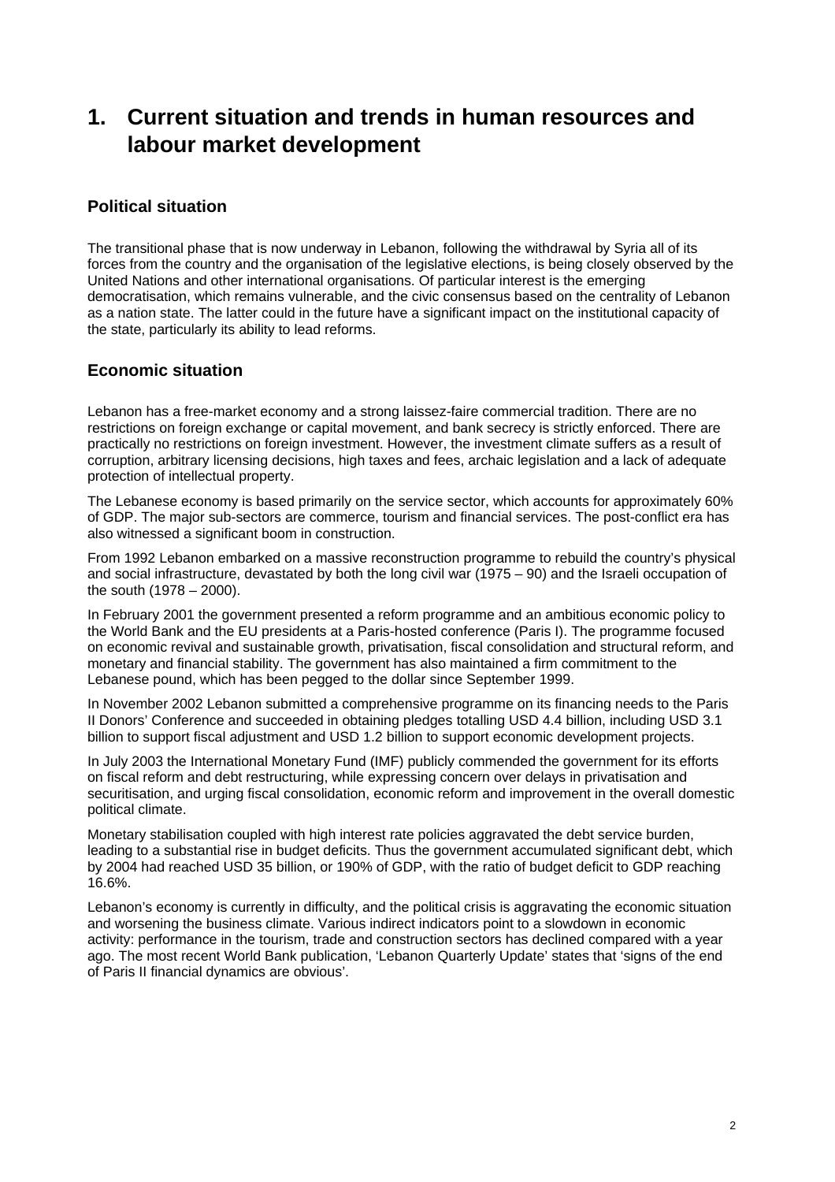# 1. Current situation and trends in human resources and labour market development

## Political situation

The transitional phase that is now underway in Lebanon, following the withdrawal by Syria all of its forces from the country and the organisation of the legislative elections, is being closely observed by the United Nations and other international organisations. Of particular interest is the emerging democratisation, which remains vulnerable, and the civic consensus based on the centrality of Lebanon as a nation state. The latter could in the future have a significant impact on the institutional capacity of the state, particularly its ability to lead reforms.

## Economic situation

Lebanon has a free-market economy and a strong laissez-faire commercial tradition. There are no restrictions on foreign exchange or capital movement, and bank secrecy is strictly enforced. There are practically no restrictions on foreign investment. However, the investment climate suffers as a result of corruption, arbitrary licensing decisions, high taxes and fees, archaic legislation and a lack of adequate protection of intellectual property.

The Lebanese economy is based primarily on the service sector, which accounts for approximately 60% of GDP. The major sub-sectors are commerce, tourism and financial services. The post-conflict era has also witnessed a significant boom in construction.

From 1992 Lebanon embarked on a massive reconstruction programme to rebuild the country's physical and social infrastructure, devastated by both the long civil war (1975 – 90) and the Israeli occupation of the south (1978 – 2000).

In February 2001 the government presented a reform programme and an ambitious economic policy to the World Bank and the EU presidents at a Paris-hosted conference (Paris I). The programme focused on economic revival and sustainable growth, privatisation, fiscal consolidation and structural reform, and monetary and financial stability. The government has also maintained a firm commitment to the Lebanese pound, which has been pegged to the dollar since September 1999.

In November 2002 Lebanon submitted a comprehensive programme on its financing needs to the Paris II Donors' Conference and succeeded in obtaining pledges totalling USD 4.4 billion, including USD 3.1 billion to support fiscal adjustment and USD 1.2 billion to support economic development projects.

In July 2003 the International Monetary Fund (IMF) publicly commended the government for its efforts on fiscal reform and debt restructuring, while expressing concern over delays in privatisation and securitisation, and urging fiscal consolidation, economic reform and improvement in the overall domestic political climate.

Monetary stabilisation coupled with high interest rate policies aggravated the debt service burden, leading to a substantial rise in budget deficits. Thus the government accumulated significant debt, which by 2004 had reached USD 35 billion, or 190% of GDP, with the ratio of budget deficit to GDP reaching 16.6%.

Lebanon's economy is currently in difficulty, and the political crisis is aggravating the economic situation and worsening the business climate. Various indirect indicators point to a slowdown in economic activity: performance in the tourism, trade and construction sectors has declined compared with a year ago. The most recent World Bank publication, 'Lebanon Quarterly Update' states that 'signs of the end of Paris II financial dynamics are obvious'.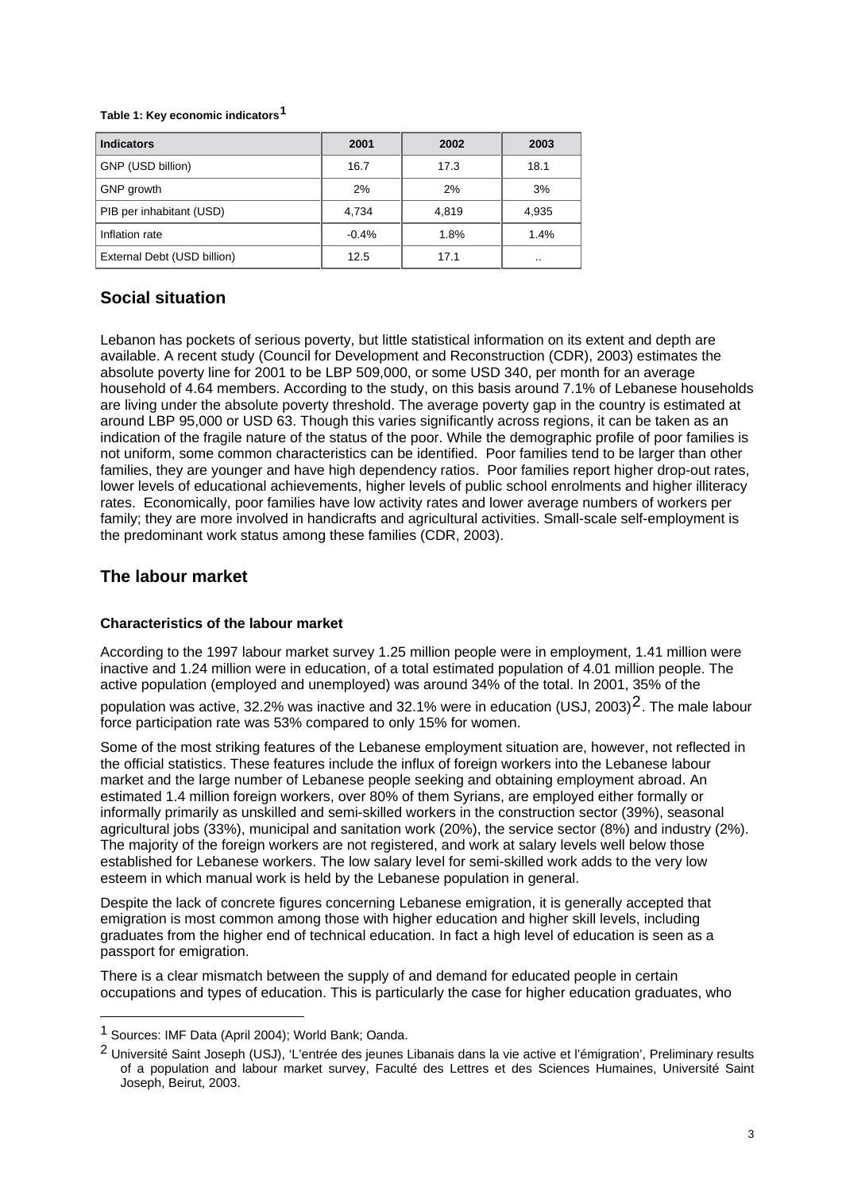**Table 1: Key economic indicators**[1]

| Indicators | 2001 | 2002 | 2003 |
|---|---|---|---|
| GNP (USD billion) | 16.7 | 17.3 | 18.1 |
| GNP growth | 2% | 2% | 3% |
| PIB per inhabitant (USD) | 4,734 | 4,819 | 4,935 |
| Inflation rate | -0.4% | 1.8% | 1.4% |
| External Debt (USD billion) | 12.5 | 17.1 | .. |

## Social situation

Lebanon has pockets of serious poverty, but little statistical information on its extent and depth are available. A recent study (Council for Development and Reconstruction (CDR), 2003) estimates the absolute poverty line for 2001 to be LBP 509,000, or some USD 340, per month for an average household of 4.64 members. According to the study, on this basis around 7.1% of Lebanese households are living under the absolute poverty threshold. The average poverty gap in the country is estimated at around LBP 95,000 or USD 63. Though this varies significantly across regions, it can be taken as an indication of the fragile nature of the status of the poor. While the demographic profile of poor families is not uniform, some common characteristics can be identified. Poor families tend to be larger than other families, they are younger and have high dependency ratios. Poor families report higher drop-out rates, lower levels of educational achievements, higher levels of public school enrolments and higher illiteracy rates. Economically, poor families have low activity rates and lower average numbers of workers per family; they are more involved in handicrafts and agricultural activities. Small-scale self-employment is the predominant work status among these families (CDR, 2003).

## The labour market

### Characteristics of the labour market

According to the 1997 labour market survey 1.25 million people were in employment, 1.41 million were inactive and 1.24 million were in education, of a total estimated population of 4.01 million people. The active population (employed and unemployed) was around 34% of the total. In 2001, 35% of the population was active, 32.2% was inactive and 32.1% were in education (USJ, 2003)[2]. The male labour force participation rate was 53% compared to only 15% for women.

Some of the most striking features of the Lebanese employment situation are, however, not reflected in the official statistics. These features include the influx of foreign workers into the Lebanese labour market and the large number of Lebanese people seeking and obtaining employment abroad. An estimated 1.4 million foreign workers, over 80% of them Syrians, are employed either formally or informally primarily as unskilled and semi-skilled workers in the construction sector (39%), seasonal agricultural jobs (33%), municipal and sanitation work (20%), the service sector (8%) and industry (2%). The majority of the foreign workers are not registered, and work at salary levels well below those established for Lebanese workers. The low salary level for semi-skilled work adds to the very low esteem in which manual work is held by the Lebanese population in general.

Despite the lack of concrete figures concerning Lebanese emigration, it is generally accepted that emigration is most common among those with higher education and higher skill levels, including graduates from the higher end of technical education. In fact a high level of education is seen as a passport for emigration.

There is a clear mismatch between the supply of and demand for educated people in certain occupations and types of education. This is particularly the case for higher education graduates, who

---

[1] Sources: IMF Data (April 2004); World Bank; Oanda.

[2] Université Saint Joseph (USJ), 'L'entrée des jeunes Libanais dans la vie active et l'émigration', Preliminary results of a population and labour market survey, Faculté des Lettres et des Sciences Humaines, Université Saint Joseph, Beirut, 2003.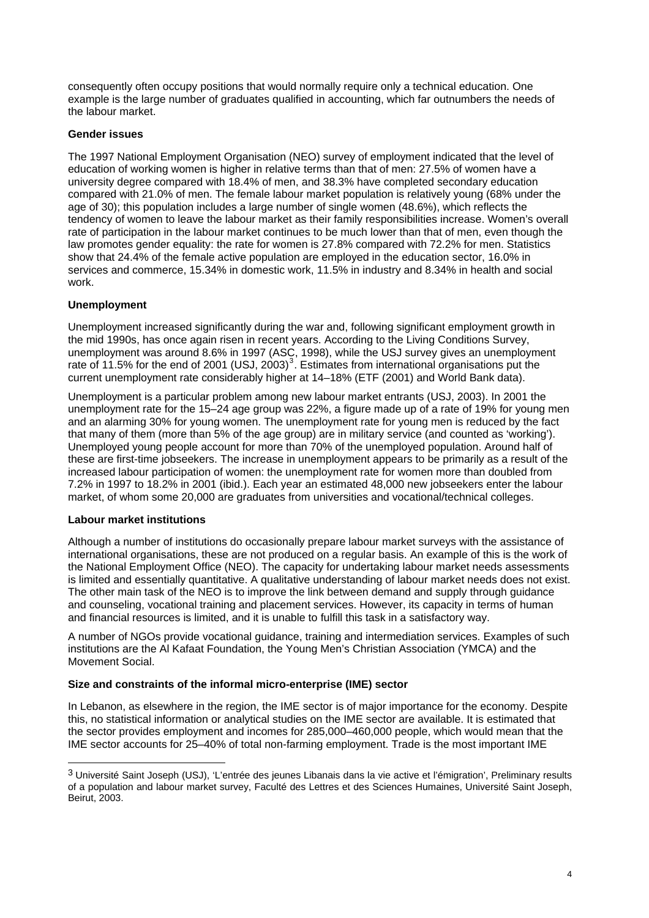consequently often occupy positions that would normally require only a technical education. One example is the large number of graduates qualified in accounting, which far outnumbers the needs of the labour market.

**Gender issues**

The 1997 National Employment Organisation (NEO) survey of employment indicated that the level of education of working women is higher in relative terms than that of men: 27.5% of women have a university degree compared with 18.4% of men, and 38.3% have completed secondary education compared with 21.0% of men. The female labour market population is relatively young (68% under the age of 30); this population includes a large number of single women (48.6%), which reflects the tendency of women to leave the labour market as their family responsibilities increase. Women's overall rate of participation in the labour market continues to be much lower than that of men, even though the law promotes gender equality: the rate for women is 27.8% compared with 72.2% for men. Statistics show that 24.4% of the female active population are employed in the education sector, 16.0% in services and commerce, 15.34% in domestic work, 11.5% in industry and 8.34% in health and social work.

**Unemployment**

Unemployment increased significantly during the war and, following significant employment growth in the mid 1990s, has once again risen in recent years. According to the Living Conditions Survey, unemployment was around 8.6% in 1997 (ASC, 1998), while the USJ survey gives an unemployment rate of 11.5% for the end of 2001 (USJ, 2003)[3]. Estimates from international organisations put the current unemployment rate considerably higher at 14–18% (ETF (2001) and World Bank data).

Unemployment is a particular problem among new labour market entrants (USJ, 2003). In 2001 the unemployment rate for the 15–24 age group was 22%, a figure made up of a rate of 19% for young men and an alarming 30% for young women. The unemployment rate for young men is reduced by the fact that many of them (more than 5% of the age group) are in military service (and counted as 'working'). Unemployed young people account for more than 70% of the unemployed population. Around half of these are first-time jobseekers. The increase in unemployment appears to be primarily as a result of the increased labour participation of women: the unemployment rate for women more than doubled from 7.2% in 1997 to 18.2% in 2001 (ibid.). Each year an estimated 48,000 new jobseekers enter the labour market, of whom some 20,000 are graduates from universities and vocational/technical colleges.

**Labour market institutions**

Although a number of institutions do occasionally prepare labour market surveys with the assistance of international organisations, these are not produced on a regular basis. An example of this is the work of the National Employment Office (NEO). The capacity for undertaking labour market needs assessments is limited and essentially quantitative. A qualitative understanding of labour market needs does not exist. The other main task of the NEO is to improve the link between demand and supply through guidance and counseling, vocational training and placement services. However, its capacity in terms of human and financial resources is limited, and it is unable to fulfill this task in a satisfactory way.

A number of NGOs provide vocational guidance, training and intermediation services. Examples of such institutions are the Al Kafaat Foundation, the Young Men's Christian Association (YMCA) and the Movement Social.

**Size and constraints of the informal micro-enterprise (IME) sector**

In Lebanon, as elsewhere in the region, the IME sector is of major importance for the economy. Despite this, no statistical information or analytical studies on the IME sector are available. It is estimated that the sector provides employment and incomes for 285,000–460,000 people, which would mean that the IME sector accounts for 25–40% of total non-farming employment. Trade is the most important IME

---

[3] Université Saint Joseph (USJ), 'L'entrée des jeunes Libanais dans la vie active et l'émigration', Preliminary results of a population and labour market survey, Faculté des Lettres et des Sciences Humaines, Université Saint Joseph, Beirut, 2003.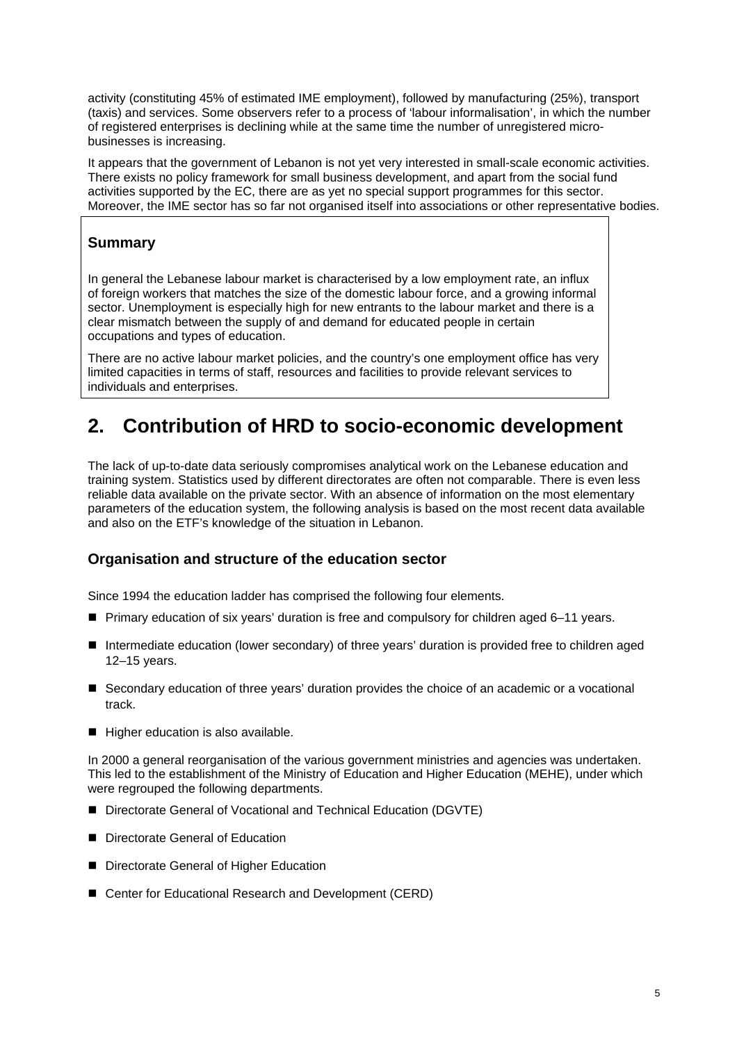activity (constituting 45% of estimated IME employment), followed by manufacturing (25%), transport (taxis) and services. Some observers refer to a process of 'labour informalisation', in which the number of registered enterprises is declining while at the same time the number of unregistered micro-businesses is increasing.

It appears that the government of Lebanon is not yet very interested in small-scale economic activities. There exists no policy framework for small business development, and apart from the social fund activities supported by the EC, there are as yet no special support programmes for this sector. Moreover, the IME sector has so far not organised itself into associations or other representative bodies.

> **Summary**
>
> In general the Lebanese labour market is characterised by a low employment rate, an influx of foreign workers that matches the size of the domestic labour force, and a growing informal sector. Unemployment is especially high for new entrants to the labour market and there is a clear mismatch between the supply of and demand for educated people in certain occupations and types of education.
>
> There are no active labour market policies, and the country's one employment office has very limited capacities in terms of staff, resources and facilities to provide relevant services to individuals and enterprises.

# 2. Contribution of HRD to socio-economic development

The lack of up-to-date data seriously compromises analytical work on the Lebanese education and training system. Statistics used by different directorates are often not comparable. There is even less reliable data available on the private sector. With an absence of information on the most elementary parameters of the education system, the following analysis is based on the most recent data available and also on the ETF's knowledge of the situation in Lebanon.

### Organisation and structure of the education sector

Since 1994 the education ladder has comprised the following four elements.

- Primary education of six years' duration is free and compulsory for children aged 6–11 years.
- Intermediate education (lower secondary) of three years' duration is provided free to children aged 12–15 years.
- Secondary education of three years' duration provides the choice of an academic or a vocational track.
- Higher education is also available.

In 2000 a general reorganisation of the various government ministries and agencies was undertaken. This led to the establishment of the Ministry of Education and Higher Education (MEHE), under which were regrouped the following departments.

- Directorate General of Vocational and Technical Education (DGVTE)
- Directorate General of Education
- Directorate General of Higher Education
- Center for Educational Research and Development (CERD)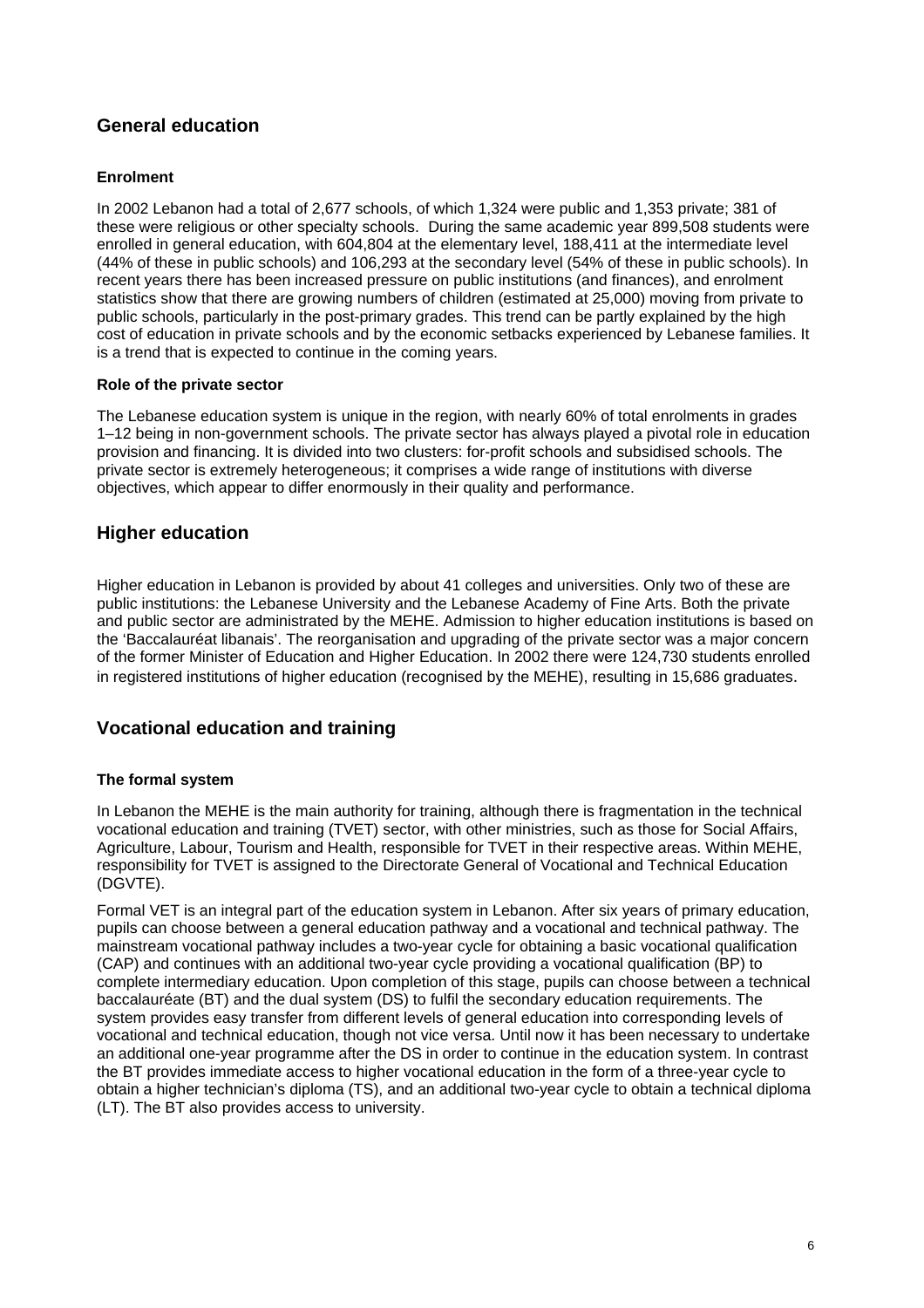## General education

### Enrolment

In 2002 Lebanon had a total of 2,677 schools, of which 1,324 were public and 1,353 private; 381 of these were religious or other specialty schools. During the same academic year 899,508 students were enrolled in general education, with 604,804 at the elementary level, 188,411 at the intermediate level (44% of these in public schools) and 106,293 at the secondary level (54% of these in public schools). In recent years there has been increased pressure on public institutions (and finances), and enrolment statistics show that there are growing numbers of children (estimated at 25,000) moving from private to public schools, particularly in the post-primary grades. This trend can be partly explained by the high cost of education in private schools and by the economic setbacks experienced by Lebanese families. It is a trend that is expected to continue in the coming years.

### Role of the private sector

The Lebanese education system is unique in the region, with nearly 60% of total enrolments in grades 1–12 being in non-government schools. The private sector has always played a pivotal role in education provision and financing. It is divided into two clusters: for-profit schools and subsidised schools. The private sector is extremely heterogeneous; it comprises a wide range of institutions with diverse objectives, which appear to differ enormously in their quality and performance.

## Higher education

Higher education in Lebanon is provided by about 41 colleges and universities. Only two of these are public institutions: the Lebanese University and the Lebanese Academy of Fine Arts. Both the private and public sector are administrated by the MEHE. Admission to higher education institutions is based on the 'Baccalauréat libanais'. The reorganisation and upgrading of the private sector was a major concern of the former Minister of Education and Higher Education. In 2002 there were 124,730 students enrolled in registered institutions of higher education (recognised by the MEHE), resulting in 15,686 graduates.

## Vocational education and training

### The formal system

In Lebanon the MEHE is the main authority for training, although there is fragmentation in the technical vocational education and training (TVET) sector, with other ministries, such as those for Social Affairs, Agriculture, Labour, Tourism and Health, responsible for TVET in their respective areas. Within MEHE, responsibility for TVET is assigned to the Directorate General of Vocational and Technical Education (DGVTE).

Formal VET is an integral part of the education system in Lebanon. After six years of primary education, pupils can choose between a general education pathway and a vocational and technical pathway. The mainstream vocational pathway includes a two-year cycle for obtaining a basic vocational qualification (CAP) and continues with an additional two-year cycle providing a vocational qualification (BP) to complete intermediary education. Upon completion of this stage, pupils can choose between a technical baccalauréate (BT) and the dual system (DS) to fulfil the secondary education requirements. The system provides easy transfer from different levels of general education into corresponding levels of vocational and technical education, though not vice versa. Until now it has been necessary to undertake an additional one-year programme after the DS in order to continue in the education system. In contrast the BT provides immediate access to higher vocational education in the form of a three-year cycle to obtain a higher technician's diploma (TS), and an additional two-year cycle to obtain a technical diploma (LT). The BT also provides access to university.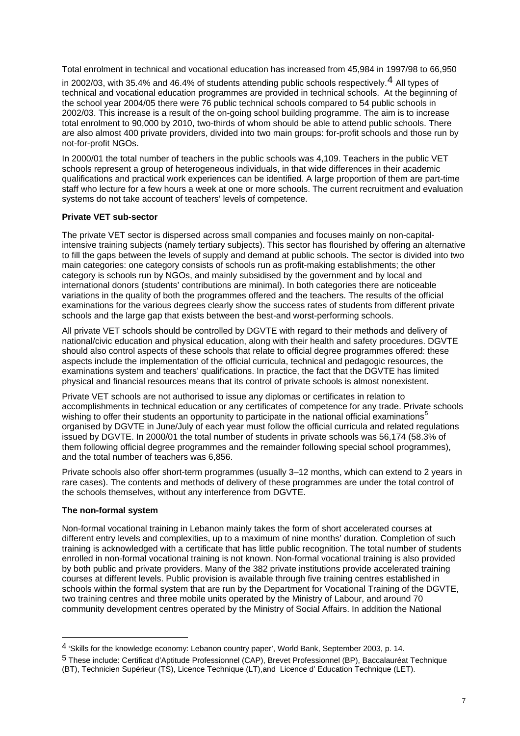Total enrolment in technical and vocational education has increased from 45,984 in 1997/98 to 66,950 in 2002/03, with 35.4% and 46.4% of students attending public schools respectively.[4] All types of technical and vocational education programmes are provided in technical schools. At the beginning of the school year 2004/05 there were 76 public technical schools compared to 54 public schools in 2002/03. This increase is a result of the on-going school building programme. The aim is to increase total enrolment to 90,000 by 2010, two-thirds of whom should be able to attend public schools. There are also almost 400 private providers, divided into two main groups: for-profit schools and those run by not-for-profit NGOs.

In 2000/01 the total number of teachers in the public schools was 4,109. Teachers in the public VET schools represent a group of heterogeneous individuals, in that wide differences in their academic qualifications and practical work experiences can be identified. A large proportion of them are part-time staff who lecture for a few hours a week at one or more schools. The current recruitment and evaluation systems do not take account of teachers' levels of competence.

**Private VET sub-sector**

The private VET sector is dispersed across small companies and focuses mainly on non-capital-intensive training subjects (namely tertiary subjects). This sector has flourished by offering an alternative to fill the gaps between the levels of supply and demand at public schools. The sector is divided into two main categories: one category consists of schools run as profit-making establishments; the other category is schools run by NGOs, and mainly subsidised by the government and by local and international donors (students' contributions are minimal). In both categories there are noticeable variations in the quality of both the programmes offered and the teachers. The results of the official examinations for the various degrees clearly show the success rates of students from different private schools and the large gap that exists between the best-and worst-performing schools.

All private VET schools should be controlled by DGVTE with regard to their methods and delivery of national/civic education and physical education, along with their health and safety procedures. DGVTE should also control aspects of these schools that relate to official degree programmes offered: these aspects include the implementation of the official curricula, technical and pedagogic resources, the examinations system and teachers' qualifications. In practice, the fact that the DGVTE has limited physical and financial resources means that its control of private schools is almost nonexistent.

Private VET schools are not authorised to issue any diplomas or certificates in relation to accomplishments in technical education or any certificates of competence for any trade. Private schools wishing to offer their students an opportunity to participate in the national official examinations[5] organised by DGVTE in June/July of each year must follow the official curricula and related regulations issued by DGVTE. In 2000/01 the total number of students in private schools was 56,174 (58.3% of them following official degree programmes and the remainder following special school programmes), and the total number of teachers was 6,856.

Private schools also offer short-term programmes (usually 3–12 months, which can extend to 2 years in rare cases). The contents and methods of delivery of these programmes are under the total control of the schools themselves, without any interference from DGVTE.

**The non-formal system**

Non-formal vocational training in Lebanon mainly takes the form of short accelerated courses at different entry levels and complexities, up to a maximum of nine months' duration. Completion of such training is acknowledged with a certificate that has little public recognition. The total number of students enrolled in non-formal vocational training is not known. Non-formal vocational training is also provided by both public and private providers. Many of the 382 private institutions provide accelerated training courses at different levels. Public provision is available through five training centres established in schools within the formal system that are run by the Department for Vocational Training of the DGVTE, two training centres and three mobile units operated by the Ministry of Labour, and around 70 community development centres operated by the Ministry of Social Affairs. In addition the National

---

[4] 'Skills for the knowledge economy: Lebanon country paper', World Bank, September 2003, p. 14.

[5] These include: Certificat d'Aptitude Professionnel (CAP), Brevet Professionnel (BP), Baccalauréat Technique (BT), Technicien Supérieur (TS), Licence Technique (LT),and Licence d' Education Technique (LET).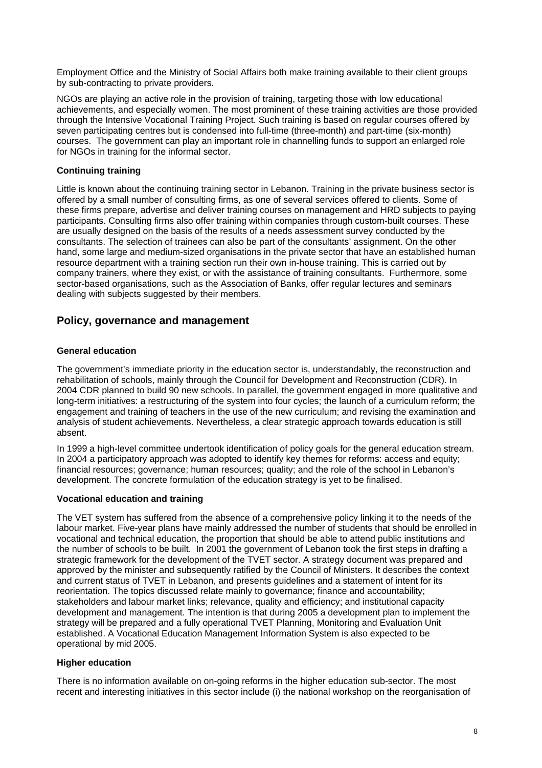Employment Office and the Ministry of Social Affairs both make training available to their client groups by sub-contracting to private providers.

NGOs are playing an active role in the provision of training, targeting those with low educational achievements, and especially women. The most prominent of these training activities are those provided through the Intensive Vocational Training Project. Such training is based on regular courses offered by seven participating centres but is condensed into full-time (three-month) and part-time (six-month) courses. The government can play an important role in channelling funds to support an enlarged role for NGOs in training for the informal sector.

**Continuing training**

Little is known about the continuing training sector in Lebanon. Training in the private business sector is offered by a small number of consulting firms, as one of several services offered to clients. Some of these firms prepare, advertise and deliver training courses on management and HRD subjects to paying participants. Consulting firms also offer training within companies through custom-built courses. These are usually designed on the basis of the results of a needs assessment survey conducted by the consultants. The selection of trainees can also be part of the consultants' assignment. On the other hand, some large and medium-sized organisations in the private sector that have an established human resource department with a training section run their own in-house training. This is carried out by company trainers, where they exist, or with the assistance of training consultants. Furthermore, some sector-based organisations, such as the Association of Banks, offer regular lectures and seminars dealing with subjects suggested by their members.

## Policy, governance and management

**General education**

The government's immediate priority in the education sector is, understandably, the reconstruction and rehabilitation of schools, mainly through the Council for Development and Reconstruction (CDR). In 2004 CDR planned to build 90 new schools. In parallel, the government engaged in more qualitative and long-term initiatives: a restructuring of the system into four cycles; the launch of a curriculum reform; the engagement and training of teachers in the use of the new curriculum; and revising the examination and analysis of student achievements. Nevertheless, a clear strategic approach towards education is still absent.

In 1999 a high-level committee undertook identification of policy goals for the general education stream. In 2004 a participatory approach was adopted to identify key themes for reforms: access and equity; financial resources; governance; human resources; quality; and the role of the school in Lebanon's development. The concrete formulation of the education strategy is yet to be finalised.

**Vocational education and training**

The VET system has suffered from the absence of a comprehensive policy linking it to the needs of the labour market. Five-year plans have mainly addressed the number of students that should be enrolled in vocational and technical education, the proportion that should be able to attend public institutions and the number of schools to be built. In 2001 the government of Lebanon took the first steps in drafting a strategic framework for the development of the TVET sector. A strategy document was prepared and approved by the minister and subsequently ratified by the Council of Ministers. It describes the context and current status of TVET in Lebanon, and presents guidelines and a statement of intent for its reorientation. The topics discussed relate mainly to governance; finance and accountability; stakeholders and labour market links; relevance, quality and efficiency; and institutional capacity development and management. The intention is that during 2005 a development plan to implement the strategy will be prepared and a fully operational TVET Planning, Monitoring and Evaluation Unit established. A Vocational Education Management Information System is also expected to be operational by mid 2005.

**Higher education**

There is no information available on on-going reforms in the higher education sub-sector. The most recent and interesting initiatives in this sector include (i) the national workshop on the reorganisation of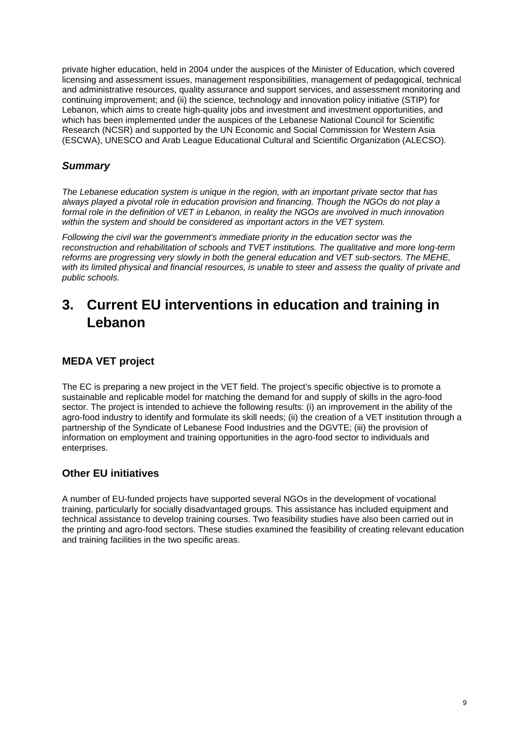private higher education, held in 2004 under the auspices of the Minister of Education, which covered licensing and assessment issues, management responsibilities, management of pedagogical, technical and administrative resources, quality assurance and support services, and assessment monitoring and continuing improvement; and (ii) the science, technology and innovation policy initiative (STIP) for Lebanon, which aims to create high-quality jobs and investment and investment opportunities, and which has been implemented under the auspices of the Lebanese National Council for Scientific Research (NCSR) and supported by the UN Economic and Social Commission for Western Asia (ESCWA), UNESCO and Arab League Educational Cultural and Scientific Organization (ALECSO).

### *Summary*

*The Lebanese education system is unique in the region, with an important private sector that has always played a pivotal role in education provision and financing. Though the NGOs do not play a formal role in the definition of VET in Lebanon, in reality the NGOs are involved in much innovation within the system and should be considered as important actors in the VET system.*

*Following the civil war the government's immediate priority in the education sector was the reconstruction and rehabilitation of schools and TVET institutions. The qualitative and more long-term reforms are progressing very slowly in both the general education and VET sub-sectors. The MEHE, with its limited physical and financial resources, is unable to steer and assess the quality of private and public schools.*

# 3. Current EU interventions in education and training in Lebanon

### MEDA VET project

The EC is preparing a new project in the VET field. The project's specific objective is to promote a sustainable and replicable model for matching the demand for and supply of skills in the agro-food sector. The project is intended to achieve the following results: (i) an improvement in the ability of the agro-food industry to identify and formulate its skill needs; (ii) the creation of a VET institution through a partnership of the Syndicate of Lebanese Food Industries and the DGVTE; (iii) the provision of information on employment and training opportunities in the agro-food sector to individuals and enterprises.

### Other EU initiatives

A number of EU-funded projects have supported several NGOs in the development of vocational training, particularly for socially disadvantaged groups. This assistance has included equipment and technical assistance to develop training courses. Two feasibility studies have also been carried out in the printing and agro-food sectors. These studies examined the feasibility of creating relevant education and training facilities in the two specific areas.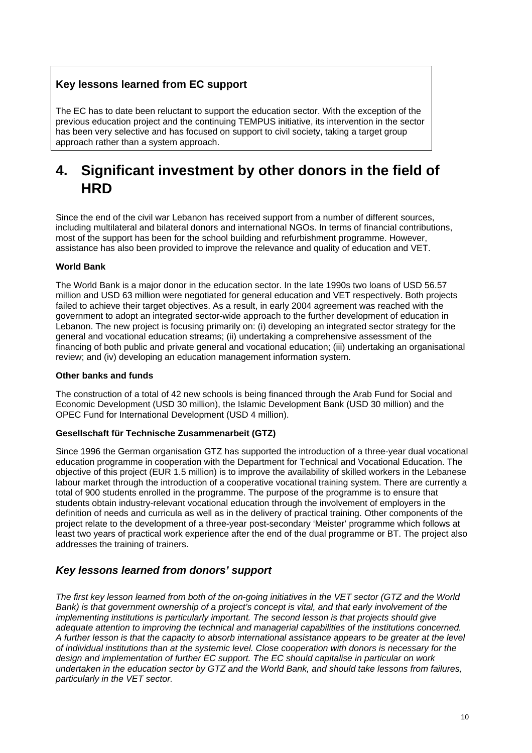### Key lessons learned from EC support

The EC has to date been reluctant to support the education sector. With the exception of the previous education project and the continuing TEMPUS initiative, its intervention in the sector has been very selective and has focused on support to civil society, taking a target group approach rather than a system approach.

# 4. Significant investment by other donors in the field of HRD

Since the end of the civil war Lebanon has received support from a number of different sources, including multilateral and bilateral donors and international NGOs. In terms of financial contributions, most of the support has been for the school building and refurbishment programme. However, assistance has also been provided to improve the relevance and quality of education and VET.

**World Bank**

The World Bank is a major donor in the education sector. In the late 1990s two loans of USD 56.57 million and USD 63 million were negotiated for general education and VET respectively. Both projects failed to achieve their target objectives. As a result, in early 2004 agreement was reached with the government to adopt an integrated sector-wide approach to the further development of education in Lebanon. The new project is focusing primarily on: (i) developing an integrated sector strategy for the general and vocational education streams; (ii) undertaking a comprehensive assessment of the financing of both public and private general and vocational education; (iii) undertaking an organisational review; and (iv) developing an education management information system.

**Other banks and funds**

The construction of a total of 42 new schools is being financed through the Arab Fund for Social and Economic Development (USD 30 million), the Islamic Development Bank (USD 30 million) and the OPEC Fund for International Development (USD 4 million).

**Gesellschaft für Technische Zusammenarbeit (GTZ)**

Since 1996 the German organisation GTZ has supported the introduction of a three-year dual vocational education programme in cooperation with the Department for Technical and Vocational Education. The objective of this project (EUR 1.5 million) is to improve the availability of skilled workers in the Lebanese labour market through the introduction of a cooperative vocational training system. There are currently a total of 900 students enrolled in the programme. The purpose of the programme is to ensure that students obtain industry-relevant vocational education through the involvement of employers in the definition of needs and curricula as well as in the delivery of practical training. Other components of the project relate to the development of a three-year post-secondary 'Meister' programme which follows at least two years of practical work experience after the end of the dual programme or BT. The project also addresses the training of trainers.

## *Key lessons learned from donors' support*

*The first key lesson learned from both of the on-going initiatives in the VET sector (GTZ and the World Bank) is that government ownership of a project's concept is vital, and that early involvement of the implementing institutions is particularly important. The second lesson is that projects should give adequate attention to improving the technical and managerial capabilities of the institutions concerned. A further lesson is that the capacity to absorb international assistance appears to be greater at the level of individual institutions than at the systemic level. Close cooperation with donors is necessary for the design and implementation of further EC support. The EC should capitalise in particular on work undertaken in the education sector by GTZ and the World Bank, and should take lessons from failures, particularly in the VET sector.*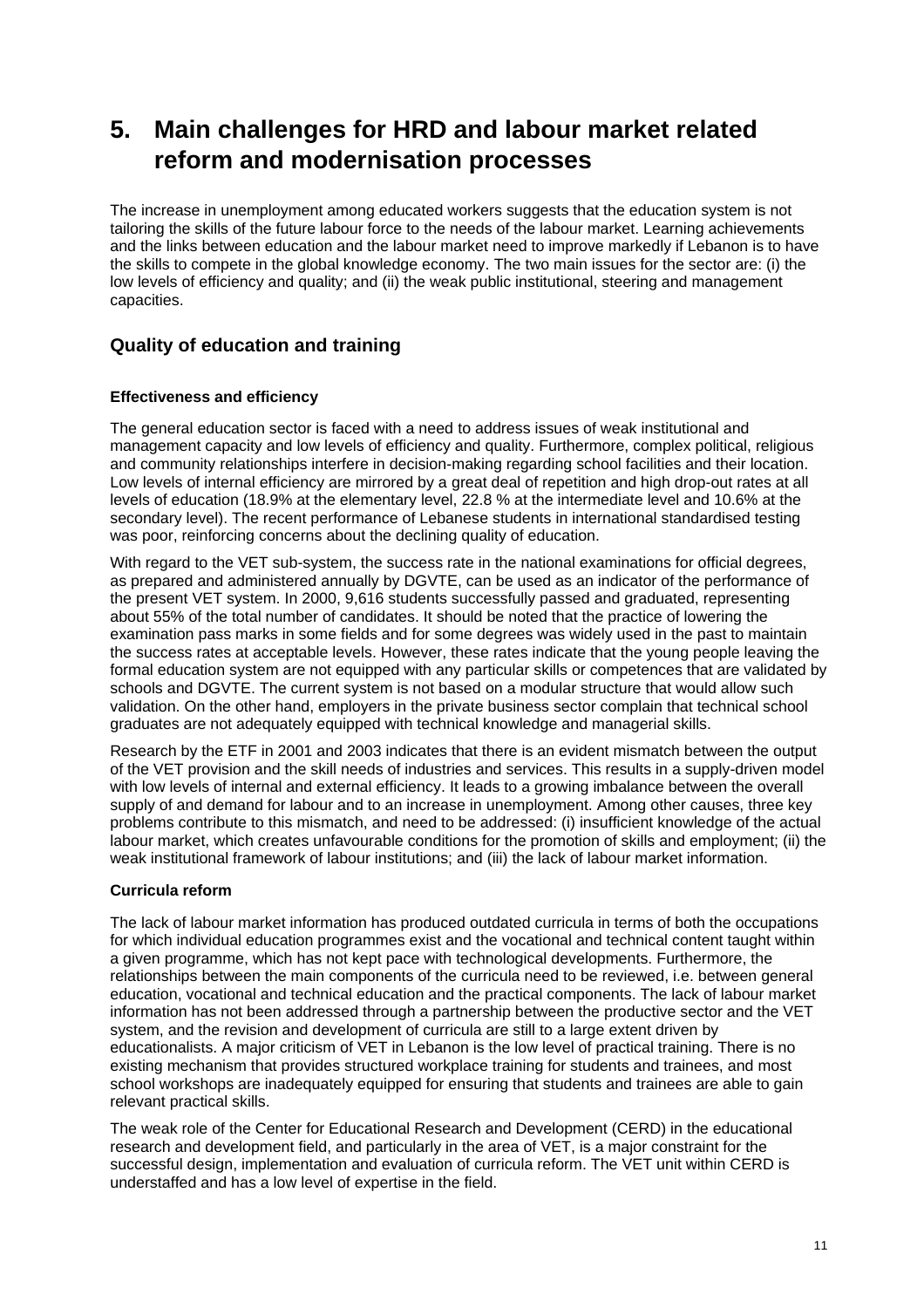# 5. Main challenges for HRD and labour market related reform and modernisation processes

The increase in unemployment among educated workers suggests that the education system is not tailoring the skills of the future labour force to the needs of the labour market. Learning achievements and the links between education and the labour market need to improve markedly if Lebanon is to have the skills to compete in the global knowledge economy. The two main issues for the sector are: (i) the low levels of efficiency and quality; and (ii) the weak public institutional, steering and management capacities.

## Quality of education and training

### Effectiveness and efficiency

The general education sector is faced with a need to address issues of weak institutional and management capacity and low levels of efficiency and quality. Furthermore, complex political, religious and community relationships interfere in decision-making regarding school facilities and their location. Low levels of internal efficiency are mirrored by a great deal of repetition and high drop-out rates at all levels of education (18.9% at the elementary level, 22.8 % at the intermediate level and 10.6% at the secondary level). The recent performance of Lebanese students in international standardised testing was poor, reinforcing concerns about the declining quality of education.

With regard to the VET sub-system, the success rate in the national examinations for official degrees, as prepared and administered annually by DGVTE, can be used as an indicator of the performance of the present VET system. In 2000, 9,616 students successfully passed and graduated, representing about 55% of the total number of candidates. It should be noted that the practice of lowering the examination pass marks in some fields and for some degrees was widely used in the past to maintain the success rates at acceptable levels. However, these rates indicate that the young people leaving the formal education system are not equipped with any particular skills or competences that are validated by schools and DGVTE. The current system is not based on a modular structure that would allow such validation. On the other hand, employers in the private business sector complain that technical school graduates are not adequately equipped with technical knowledge and managerial skills.

Research by the ETF in 2001 and 2003 indicates that there is an evident mismatch between the output of the VET provision and the skill needs of industries and services. This results in a supply-driven model with low levels of internal and external efficiency. It leads to a growing imbalance between the overall supply of and demand for labour and to an increase in unemployment. Among other causes, three key problems contribute to this mismatch, and need to be addressed: (i) insufficient knowledge of the actual labour market, which creates unfavourable conditions for the promotion of skills and employment; (ii) the weak institutional framework of labour institutions; and (iii) the lack of labour market information.

### Curricula reform

The lack of labour market information has produced outdated curricula in terms of both the occupations for which individual education programmes exist and the vocational and technical content taught within a given programme, which has not kept pace with technological developments. Furthermore, the relationships between the main components of the curricula need to be reviewed, i.e. between general education, vocational and technical education and the practical components. The lack of labour market information has not been addressed through a partnership between the productive sector and the VET system, and the revision and development of curricula are still to a large extent driven by educationalists. A major criticism of VET in Lebanon is the low level of practical training. There is no existing mechanism that provides structured workplace training for students and trainees, and most school workshops are inadequately equipped for ensuring that students and trainees are able to gain relevant practical skills.

The weak role of the Center for Educational Research and Development (CERD) in the educational research and development field, and particularly in the area of VET, is a major constraint for the successful design, implementation and evaluation of curricula reform. The VET unit within CERD is understaffed and has a low level of expertise in the field.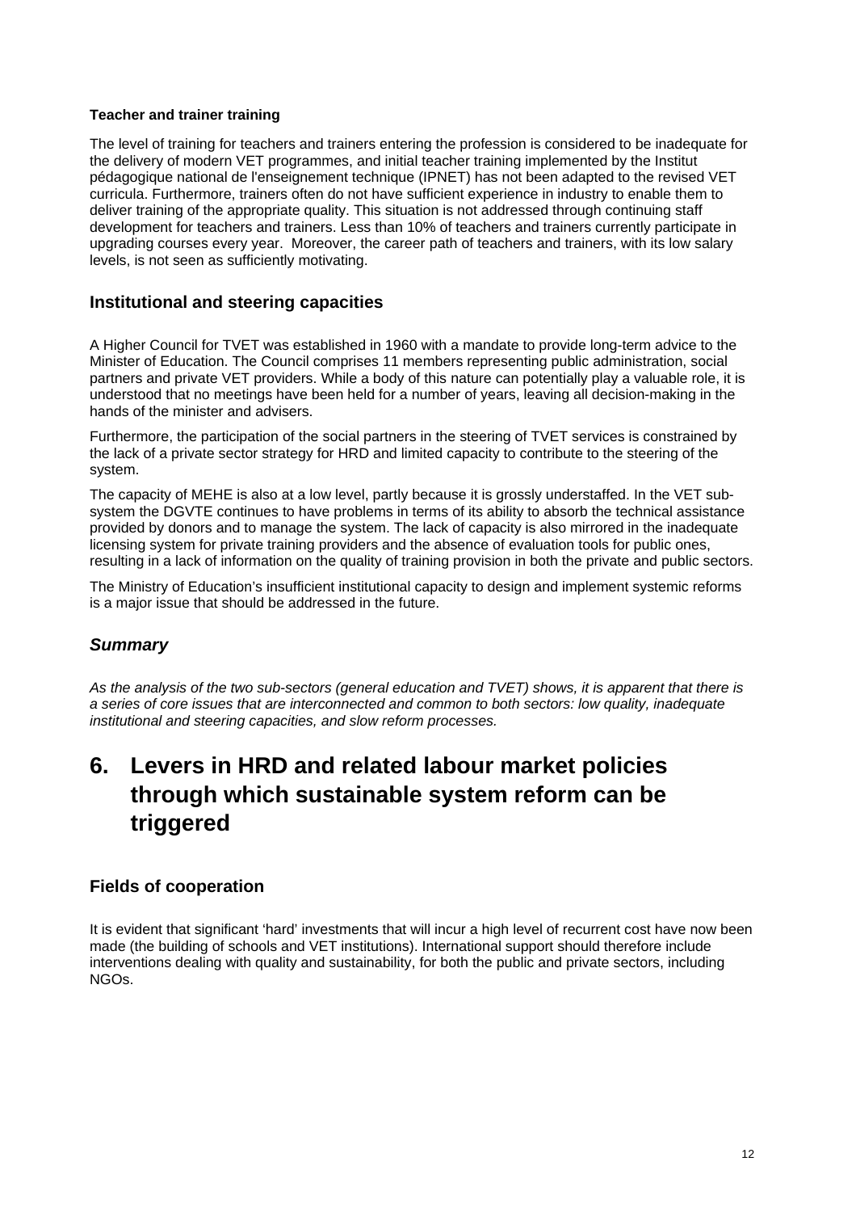**Teacher and trainer training**

The level of training for teachers and trainers entering the profession is considered to be inadequate for the delivery of modern VET programmes, and initial teacher training implemented by the Institut pédagogique national de l'enseignement technique (IPNET) has not been adapted to the revised VET curricula. Furthermore, trainers often do not have sufficient experience in industry to enable them to deliver training of the appropriate quality. This situation is not addressed through continuing staff development for teachers and trainers. Less than 10% of teachers and trainers currently participate in upgrading courses every year. Moreover, the career path of teachers and trainers, with its low salary levels, is not seen as sufficiently motivating.

## Institutional and steering capacities

A Higher Council for TVET was established in 1960 with a mandate to provide long-term advice to the Minister of Education. The Council comprises 11 members representing public administration, social partners and private VET providers. While a body of this nature can potentially play a valuable role, it is understood that no meetings have been held for a number of years, leaving all decision-making in the hands of the minister and advisers.

Furthermore, the participation of the social partners in the steering of TVET services is constrained by the lack of a private sector strategy for HRD and limited capacity to contribute to the steering of the system.

The capacity of MEHE is also at a low level, partly because it is grossly understaffed. In the VET sub-system the DGVTE continues to have problems in terms of its ability to absorb the technical assistance provided by donors and to manage the system. The lack of capacity is also mirrored in the inadequate licensing system for private training providers and the absence of evaluation tools for public ones, resulting in a lack of information on the quality of training provision in both the private and public sectors.

The Ministry of Education's insufficient institutional capacity to design and implement systemic reforms is a major issue that should be addressed in the future.

## *Summary*

*As the analysis of the two sub-sectors (general education and TVET) shows, it is apparent that there is a series of core issues that are interconnected and common to both sectors: low quality, inadequate institutional and steering capacities, and slow reform processes.*

# 6. Levers in HRD and related labour market policies through which sustainable system reform can be triggered

## Fields of cooperation

It is evident that significant 'hard' investments that will incur a high level of recurrent cost have now been made (the building of schools and VET institutions). International support should therefore include interventions dealing with quality and sustainability, for both the public and private sectors, including NGOs.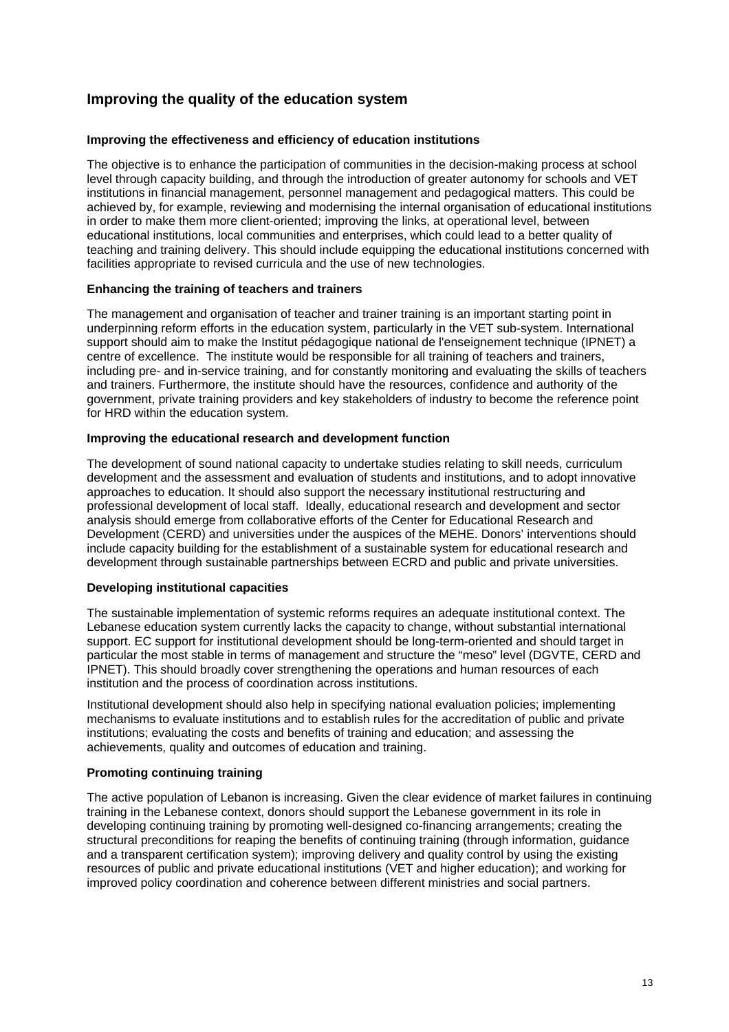## Improving the quality of the education system

### Improving the effectiveness and efficiency of education institutions

The objective is to enhance the participation of communities in the decision-making process at school level through capacity building, and through the introduction of greater autonomy for schools and VET institutions in financial management, personnel management and pedagogical matters. This could be achieved by, for example, reviewing and modernising the internal organisation of educational institutions in order to make them more client-oriented; improving the links, at operational level, between educational institutions, local communities and enterprises, which could lead to a better quality of teaching and training delivery. This should include equipping the educational institutions concerned with facilities appropriate to revised curricula and the use of new technologies.

### Enhancing the training of teachers and trainers

The management and organisation of teacher and trainer training is an important starting point in underpinning reform efforts in the education system, particularly in the VET sub-system. International support should aim to make the Institut pédagogique national de l'enseignement technique (IPNET) a centre of excellence. The institute would be responsible for all training of teachers and trainers, including pre- and in-service training, and for constantly monitoring and evaluating the skills of teachers and trainers. Furthermore, the institute should have the resources, confidence and authority of the government, private training providers and key stakeholders of industry to become the reference point for HRD within the education system.

### Improving the educational research and development function

The development of sound national capacity to undertake studies relating to skill needs, curriculum development and the assessment and evaluation of students and institutions, and to adopt innovative approaches to education. It should also support the necessary institutional restructuring and professional development of local staff. Ideally, educational research and development and sector analysis should emerge from collaborative efforts of the Center for Educational Research and Development (CERD) and universities under the auspices of the MEHE. Donors' interventions should include capacity building for the establishment of a sustainable system for educational research and development through sustainable partnerships between ECRD and public and private universities.

### Developing institutional capacities

The sustainable implementation of systemic reforms requires an adequate institutional context. The Lebanese education system currently lacks the capacity to change, without substantial international support. EC support for institutional development should be long-term-oriented and should target in particular the most stable in terms of management and structure the "meso" level (DGVTE, CERD and IPNET). This should broadly cover strengthening the operations and human resources of each institution and the process of coordination across institutions.

Institutional development should also help in specifying national evaluation policies; implementing mechanisms to evaluate institutions and to establish rules for the accreditation of public and private institutions; evaluating the costs and benefits of training and education; and assessing the achievements, quality and outcomes of education and training.

### Promoting continuing training

The active population of Lebanon is increasing. Given the clear evidence of market failures in continuing training in the Lebanese context, donors should support the Lebanese government in its role in developing continuing training by promoting well-designed co-financing arrangements; creating the structural preconditions for reaping the benefits of continuing training (through information, guidance and a transparent certification system); improving delivery and quality control by using the existing resources of public and private educational institutions (VET and higher education); and working for improved policy coordination and coherence between different ministries and social partners.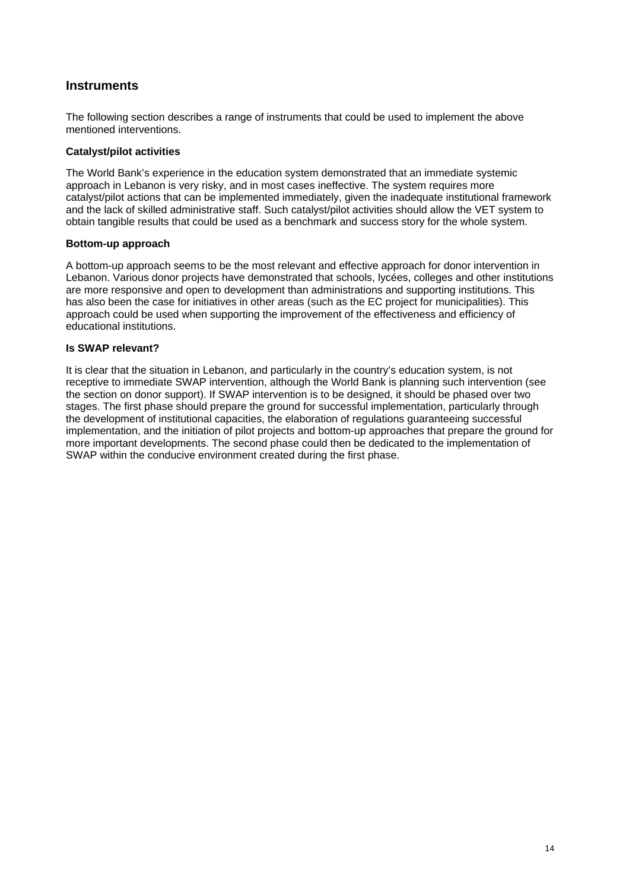## Instruments

The following section describes a range of instruments that could be used to implement the above mentioned interventions.

**Catalyst/pilot activities**

The World Bank's experience in the education system demonstrated that an immediate systemic approach in Lebanon is very risky, and in most cases ineffective. The system requires more catalyst/pilot actions that can be implemented immediately, given the inadequate institutional framework and the lack of skilled administrative staff. Such catalyst/pilot activities should allow the VET system to obtain tangible results that could be used as a benchmark and success story for the whole system.

**Bottom-up approach**

A bottom-up approach seems to be the most relevant and effective approach for donor intervention in Lebanon. Various donor projects have demonstrated that schools, lycées, colleges and other institutions are more responsive and open to development than administrations and supporting institutions. This has also been the case for initiatives in other areas (such as the EC project for municipalities). This approach could be used when supporting the improvement of the effectiveness and efficiency of educational institutions.

**Is SWAP relevant?**

It is clear that the situation in Lebanon, and particularly in the country's education system, is not receptive to immediate SWAP intervention, although the World Bank is planning such intervention (see the section on donor support). If SWAP intervention is to be designed, it should be phased over two stages. The first phase should prepare the ground for successful implementation, particularly through the development of institutional capacities, the elaboration of regulations guaranteeing successful implementation, and the initiation of pilot projects and bottom-up approaches that prepare the ground for more important developments. The second phase could then be dedicated to the implementation of SWAP within the conducive environment created during the first phase.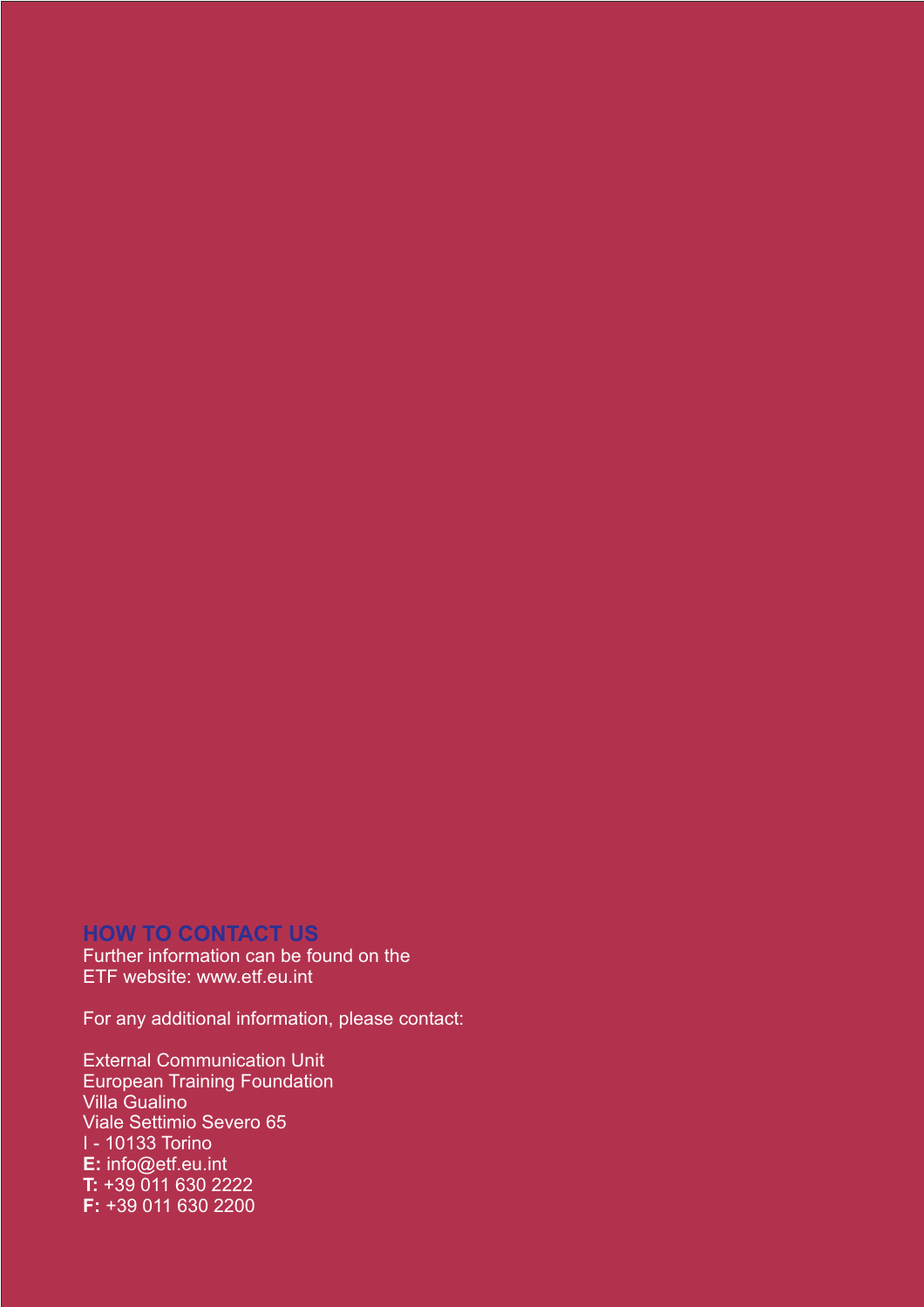## HOW TO CONTACT US

Further information can be found on the
ETF website: www.etf.eu.int

For any additional information, please contact:

External Communication Unit
European Training Foundation
Villa Gualino
Viale Settimio Severo 65
I - 10133 Torino
**E:** info@etf.eu.int
**T:** +39 011 630 2222
**F:** +39 011 630 2200